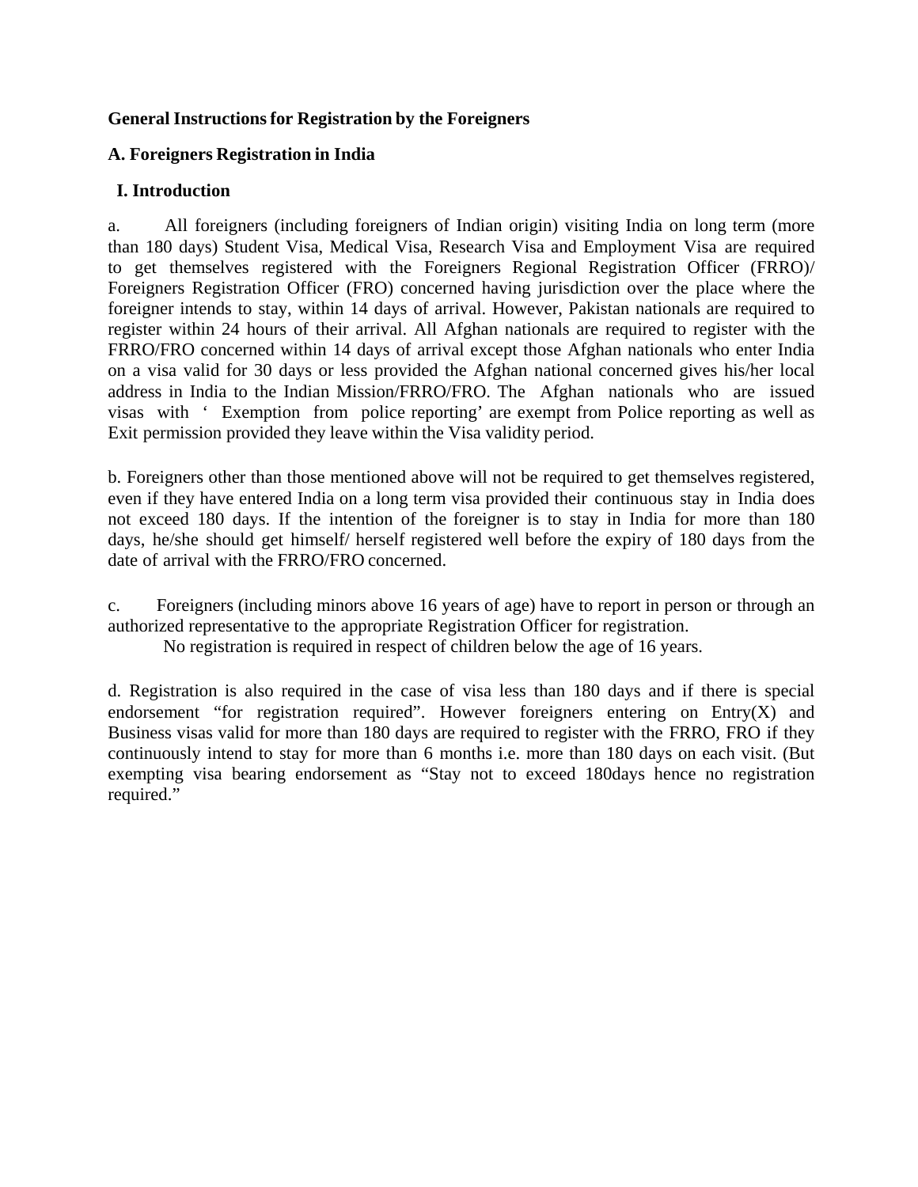**General Instructions for Registration by the Foreigners**

**A. Foreigners Registration in India**

**I. Introduction**

a. All foreigners (including foreigners of Indian origin) visiting India on long term (more than 180 days) Student Visa, Medical Visa, Research Visa and Employment Visa are required to get themselves registered with the Foreigners Regional Registration Officer (FRRO)/ Foreigners Registration Officer (FRO) concerned having jurisdiction over the place where the foreigner intends to stay, within 14 days of arrival. However, Pakistan nationals are required to register within 24 hours of their arrival. All Afghan nationals are required to register with the FRRO/FRO concerned within 14 days of arrival except those Afghan nationals who enter India on a visa valid for 30 days or less provided the Afghan national concerned gives his/her local address in India to the Indian Mission/FRRO/FRO. The Afghan nationals who are issued visas with ' Exemption from police reporting' are exempt from Police reporting as well as Exit permission provided they leave within the Visa validity period.

b. Foreigners other than those mentioned above will not be required to get themselves registered, even if they have entered India on a long term visa provided their continuous stay in India does not exceed 180 days. If the intention of the foreigner is to stay in India for more than 180 days, he/she should get himself/ herself registered well before the expiry of 180 days from the date of arrival with the FRRO/FRO concerned.

c. Foreigners (including minors above 16 years of age) have to report in person or through an authorized representative to the appropriate Registration Officer for registration.
No registration is required in respect of children below the age of 16 years.

d. Registration is also required in the case of visa less than 180 days and if there is special endorsement "for registration required". However foreigners entering on Entry(X) and Business visas valid for more than 180 days are required to register with the FRRO, FRO if they continuously intend to stay for more than 6 months i.e. more than 180 days on each visit. (But exempting visa bearing endorsement as "Stay not to exceed 180days hence no registration required."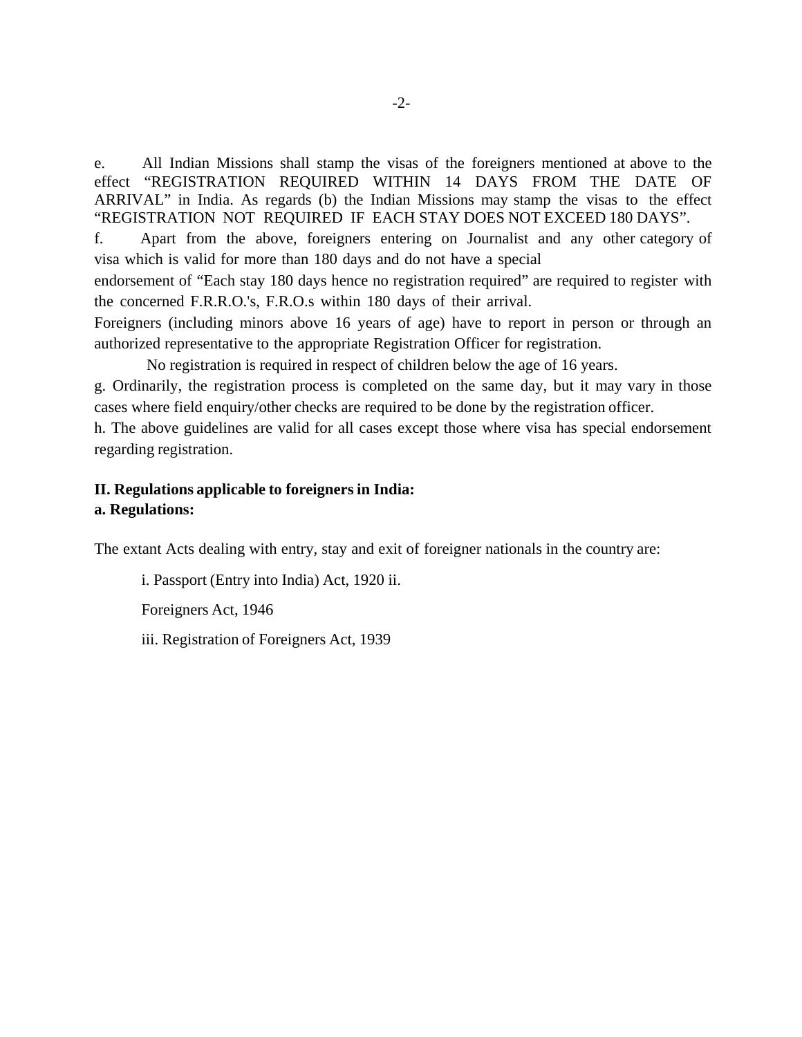e. All Indian Missions shall stamp the visas of the foreigners mentioned at above to the effect "REGISTRATION REQUIRED WITHIN 14 DAYS FROM THE DATE OF ARRIVAL" in India. As regards (b) the Indian Missions may stamp the visas to the effect "REGISTRATION NOT REQUIRED IF EACH STAY DOES NOT EXCEED 180 DAYS".

f. Apart from the above, foreigners entering on Journalist and any other category of visa which is valid for more than 180 days and do not have a special endorsement of "Each stay 180 days hence no registration required" are required to register with the concerned F.R.R.O.'s, F.R.O.s within 180 days of their arrival.

Foreigners (including minors above 16 years of age) have to report in person or through an authorized representative to the appropriate Registration Officer for registration.

No registration is required in respect of children below the age of 16 years.

g. Ordinarily, the registration process is completed on the same day, but it may vary in those cases where field enquiry/other checks are required to be done by the registration officer.

h. The above guidelines are valid for all cases except those where visa has special endorsement regarding registration.

**II. Regulations applicable to foreigners in India:**

**a. Regulations:**

The extant Acts dealing with entry, stay and exit of foreigner nationals in the country are:

i. Passport (Entry into India) Act, 1920 ii.

Foreigners Act, 1946

iii. Registration of Foreigners Act, 1939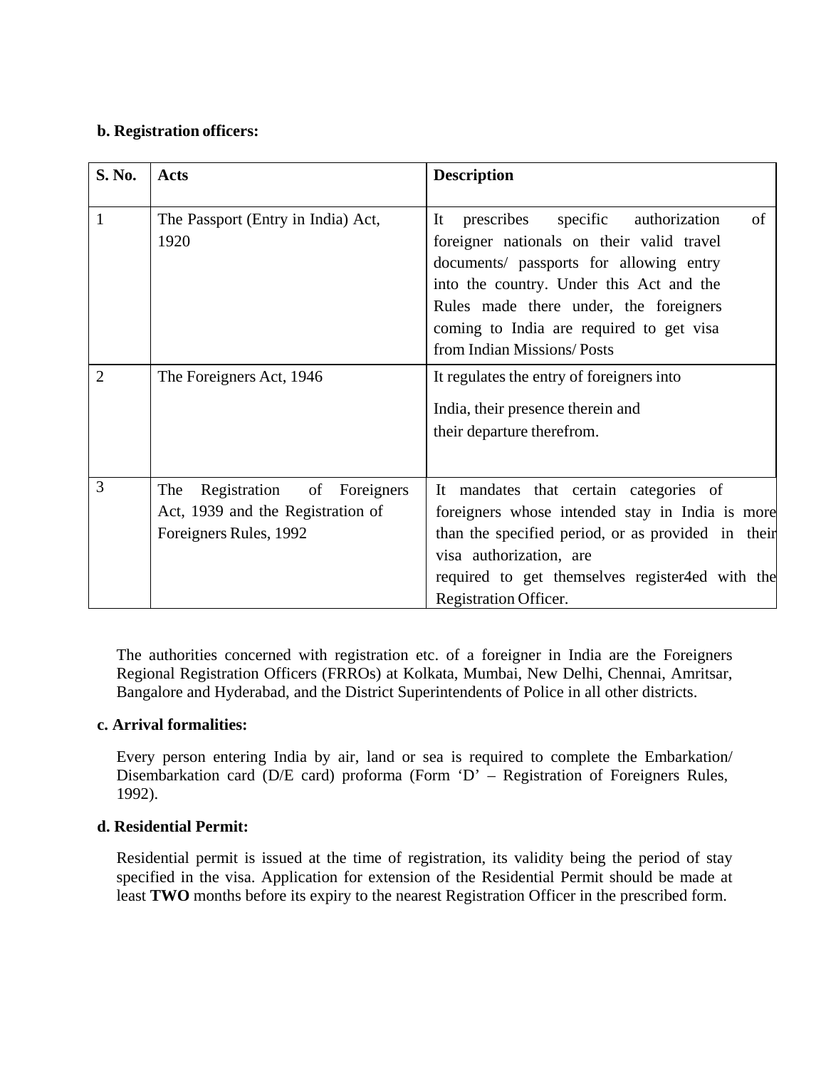**b. Registration officers:**

| S. No. | Acts | Description |
|---|---|---|
| 1 | The Passport (Entry in India) Act, 1920 | It prescribes specific authorization of foreigner nationals on their valid travel documents/ passports for allowing entry into the country. Under this Act and the Rules made there under, the foreigners coming to India are required to get visa from Indian Missions/ Posts |
| 2 | The Foreigners Act, 1946 | It regulates the entry of foreigners into India, their presence therein and their departure therefrom. |
| 3 | The Registration of Foreigners Act, 1939 and the Registration of Foreigners Rules, 1992 | It mandates that certain categories of foreigners whose intended stay in India is more than the specified period, or as provided in their visa authorization, are required to get themselves register4ed with the Registration Officer. |

The authorities concerned with registration etc. of a foreigner in India are the Foreigners Regional Registration Officers (FRROs) at Kolkata, Mumbai, New Delhi, Chennai, Amritsar, Bangalore and Hyderabad, and the District Superintendents of Police in all other districts.

**c. Arrival formalities:**

Every person entering India by air, land or sea is required to complete the Embarkation/ Disembarkation card (D/E card) proforma (Form 'D' – Registration of Foreigners Rules, 1992).

**d. Residential Permit:**

Residential permit is issued at the time of registration, its validity being the period of stay specified in the visa. Application for extension of the Residential Permit should be made at least **TWO** months before its expiry to the nearest Registration Officer in the prescribed form.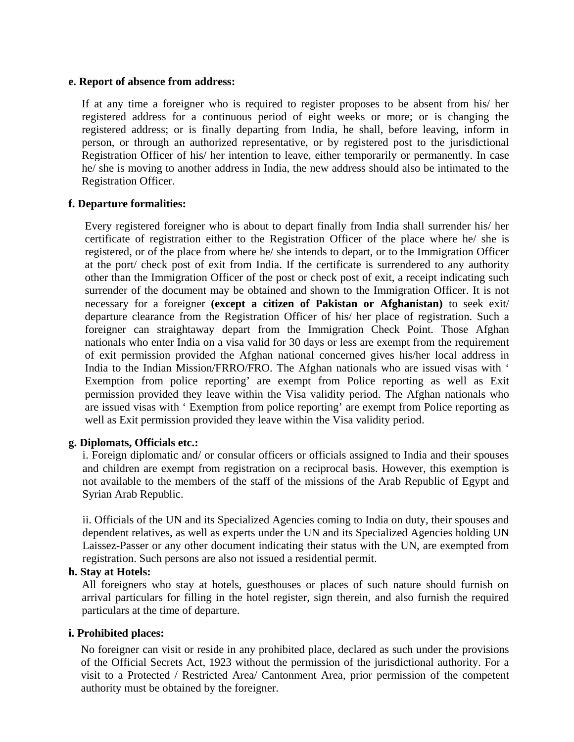**e. Report of absence from address:**

If at any time a foreigner who is required to register proposes to be absent from his/ her registered address for a continuous period of eight weeks or more; or is changing the registered address; or is finally departing from India, he shall, before leaving, inform in person, or through an authorized representative, or by registered post to the jurisdictional Registration Officer of his/ her intention to leave, either temporarily or permanently. In case he/ she is moving to another address in India, the new address should also be intimated to the Registration Officer.

**f. Departure formalities:**

Every registered foreigner who is about to depart finally from India shall surrender his/ her certificate of registration either to the Registration Officer of the place where he/ she is registered, or of the place from where he/ she intends to depart, or to the Immigration Officer at the port/ check post of exit from India. If the certificate is surrendered to any authority other than the Immigration Officer of the post or check post of exit, a receipt indicating such surrender of the document may be obtained and shown to the Immigration Officer. It is not necessary for a foreigner **(except a citizen of Pakistan or Afghanistan)** to seek exit/ departure clearance from the Registration Officer of his/ her place of registration. Such a foreigner can straightaway depart from the Immigration Check Point. Those Afghan nationals who enter India on a visa valid for 30 days or less are exempt from the requirement of exit permission provided the Afghan national concerned gives his/her local address in India to the Indian Mission/FRRO/FRO. The Afghan nationals who are issued visas with ' Exemption from police reporting' are exempt from Police reporting as well as Exit permission provided they leave within the Visa validity period. The Afghan nationals who are issued visas with ' Exemption from police reporting' are exempt from Police reporting as well as Exit permission provided they leave within the Visa validity period.

**g. Diplomats, Officials etc.:**

i. Foreign diplomatic and/ or consular officers or officials assigned to India and their spouses and children are exempt from registration on a reciprocal basis. However, this exemption is not available to the members of the staff of the missions of the Arab Republic of Egypt and Syrian Arab Republic.

ii. Officials of the UN and its Specialized Agencies coming to India on duty, their spouses and dependent relatives, as well as experts under the UN and its Specialized Agencies holding UN Laissez-Passer or any other document indicating their status with the UN, are exempted from registration. Such persons are also not issued a residential permit.

**h. Stay at Hotels:**

All foreigners who stay at hotels, guesthouses or places of such nature should furnish on arrival particulars for filling in the hotel register, sign therein, and also furnish the required particulars at the time of departure.

**i. Prohibited places:**

No foreigner can visit or reside in any prohibited place, declared as such under the provisions of the Official Secrets Act, 1923 without the permission of the jurisdictional authority. For a visit to a Protected / Restricted Area/ Cantonment Area, prior permission of the competent authority must be obtained by the foreigner.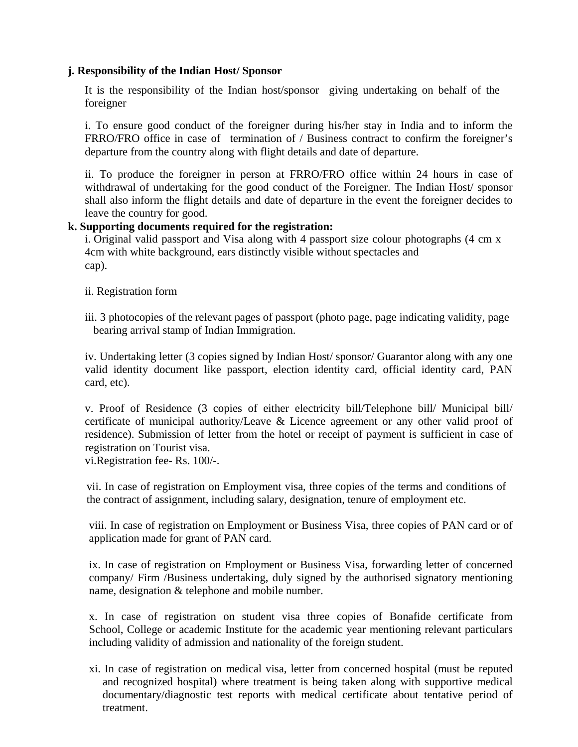**j. Responsibility of the Indian Host/ Sponsor**

It is the responsibility of the Indian host/sponsor giving undertaking on behalf of the foreigner

i. To ensure good conduct of the foreigner during his/her stay in India and to inform the FRRO/FRO office in case of termination of / Business contract to confirm the foreigner's departure from the country along with flight details and date of departure.

ii. To produce the foreigner in person at FRRO/FRO office within 24 hours in case of withdrawal of undertaking for the good conduct of the Foreigner. The Indian Host/ sponsor shall also inform the flight details and date of departure in the event the foreigner decides to leave the country for good.

**k. Supporting documents required for the registration:**

i. Original valid passport and Visa along with 4 passport size colour photographs (4 cm x 4cm with white background, ears distinctly visible without spectacles and cap).

ii. Registration form

iii. 3 photocopies of the relevant pages of passport (photo page, page indicating validity, page bearing arrival stamp of Indian Immigration.

iv. Undertaking letter (3 copies signed by Indian Host/ sponsor/ Guarantor along with any one valid identity document like passport, election identity card, official identity card, PAN card, etc).

v. Proof of Residence (3 copies of either electricity bill/Telephone bill/ Municipal bill/ certificate of municipal authority/Leave & Licence agreement or any other valid proof of residence). Submission of letter from the hotel or receipt of payment is sufficient in case of registration on Tourist visa.

vi.Registration fee- Rs. 100/-.

vii. In case of registration on Employment visa, three copies of the terms and conditions of the contract of assignment, including salary, designation, tenure of employment etc.

viii. In case of registration on Employment or Business Visa, three copies of PAN card or of application made for grant of PAN card.

ix. In case of registration on Employment or Business Visa, forwarding letter of concerned company/ Firm /Business undertaking, duly signed by the authorised signatory mentioning name, designation & telephone and mobile number.

x. In case of registration on student visa three copies of Bonafide certificate from School, College or academic Institute for the academic year mentioning relevant particulars including validity of admission and nationality of the foreign student.

xi. In case of registration on medical visa, letter from concerned hospital (must be reputed and recognized hospital) where treatment is being taken along with supportive medical documentary/diagnostic test reports with medical certificate about tentative period of treatment.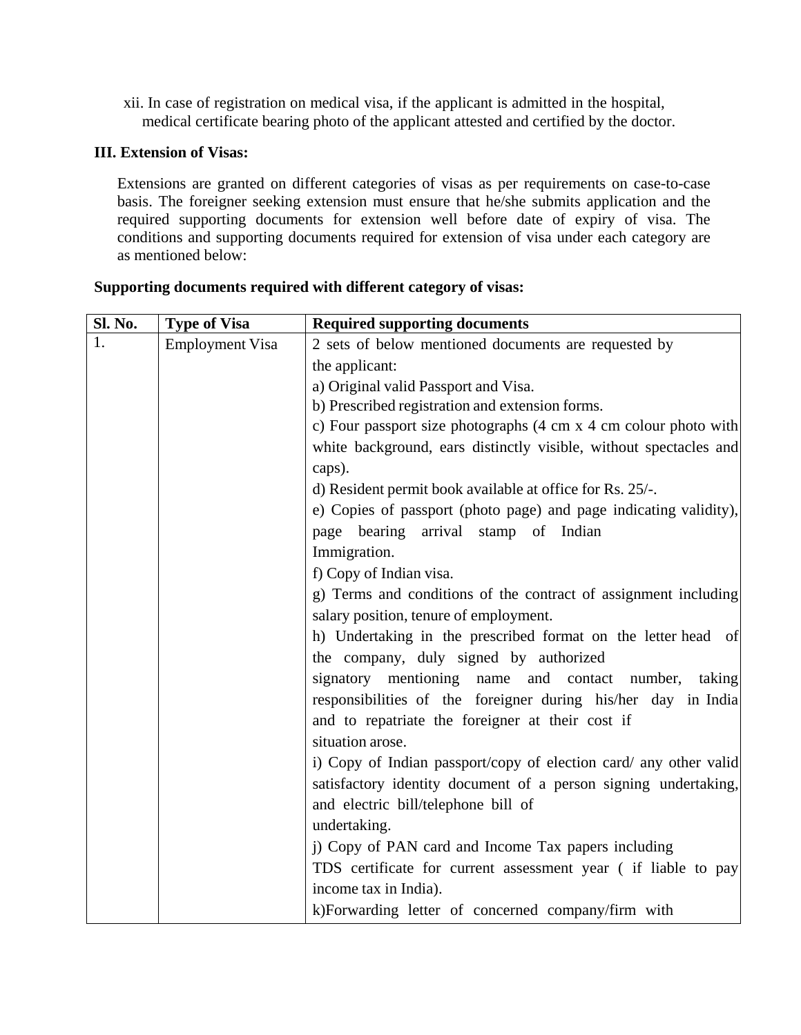xii. In case of registration on medical visa, if the applicant is admitted in the hospital, medical certificate bearing photo of the applicant attested and certified by the doctor.

**III. Extension of Visas:**

Extensions are granted on different categories of visas as per requirements on case-to-case basis. The foreigner seeking extension must ensure that he/she submits application and the required supporting documents for extension well before date of expiry of visa. The conditions and supporting documents required for extension of visa under each category are as mentioned below:

**Supporting documents required with different category of visas:**

| Sl. No. | Type of Visa | Required supporting documents |
|---|---|---|
| 1. | Employment Visa | 2 sets of below mentioned documents are requested by the applicant:<br>a) Original valid Passport and Visa.<br>b) Prescribed registration and extension forms.<br>c) Four passport size photographs (4 cm x 4 cm colour photo with white background, ears distinctly visible, without spectacles and caps).<br>d) Resident permit book available at office for Rs. 25/-.<br>e) Copies of passport (photo page) and page indicating validity), page bearing arrival stamp of Indian Immigration.<br>f) Copy of Indian visa.<br>g) Terms and conditions of the contract of assignment including salary position, tenure of employment.<br>h) Undertaking in the prescribed format on the letter head of the company, duly signed by authorized signatory mentioning name and contact number, taking responsibilities of the foreigner during his/her day in India and to repatriate the foreigner at their cost if situation arose.<br>i) Copy of Indian passport/copy of election card/ any other valid satisfactory identity document of a person signing undertaking, and electric bill/telephone bill of undertaking.<br>j) Copy of PAN card and Income Tax papers including TDS certificate for current assessment year ( if liable to pay income tax in India).<br>k)Forwarding letter of concerned company/firm with |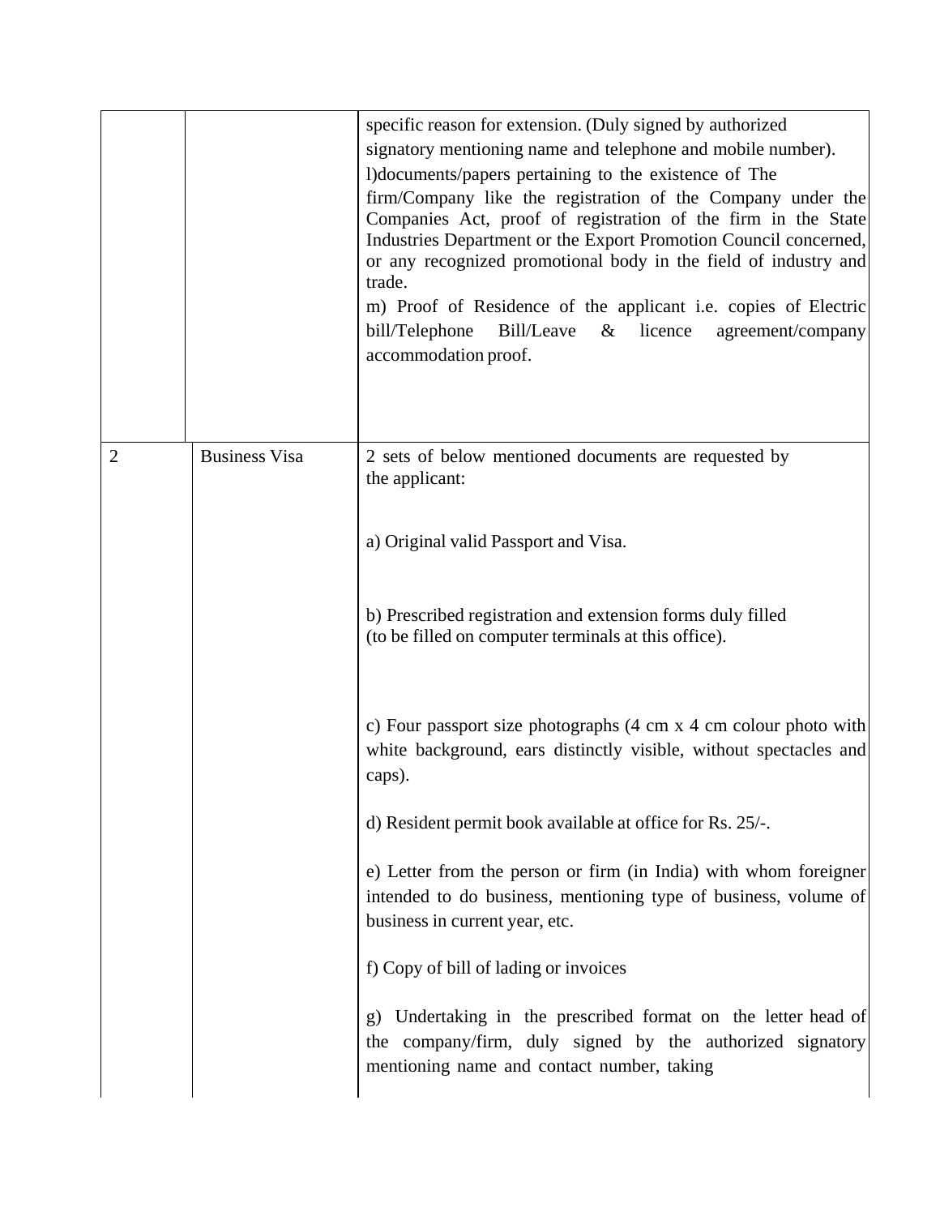|  |  |  |
|---|---|---|
|  |  | specific reason for extension. (Duly signed by authorized signatory mentioning name and telephone and mobile number).<br>l)documents/papers pertaining to the existence of The firm/Company like the registration of the Company under the Companies Act, proof of registration of the firm in the State Industries Department or the Export Promotion Council concerned, or any recognized promotional body in the field of industry and trade.<br>m) Proof of Residence of the applicant i.e. copies of Electric bill/Telephone Bill/Leave & licence agreement/company accommodation proof. |
| 2 | Business Visa | 2 sets of below mentioned documents are requested by the applicant:<br><br>a) Original valid Passport and Visa.<br><br>b) Prescribed registration and extension forms duly filled (to be filled on computer terminals at this office).<br><br>c) Four passport size photographs (4 cm x 4 cm colour photo with white background, ears distinctly visible, without spectacles and caps).<br><br>d) Resident permit book available at office for Rs. 25/-.<br><br>e) Letter from the person or firm (in India) with whom foreigner intended to do business, mentioning type of business, volume of business in current year, etc.<br><br>f) Copy of bill of lading or invoices<br><br>g) Undertaking in the prescribed format on the letter head of the company/firm, duly signed by the authorized signatory mentioning name and contact number, taking |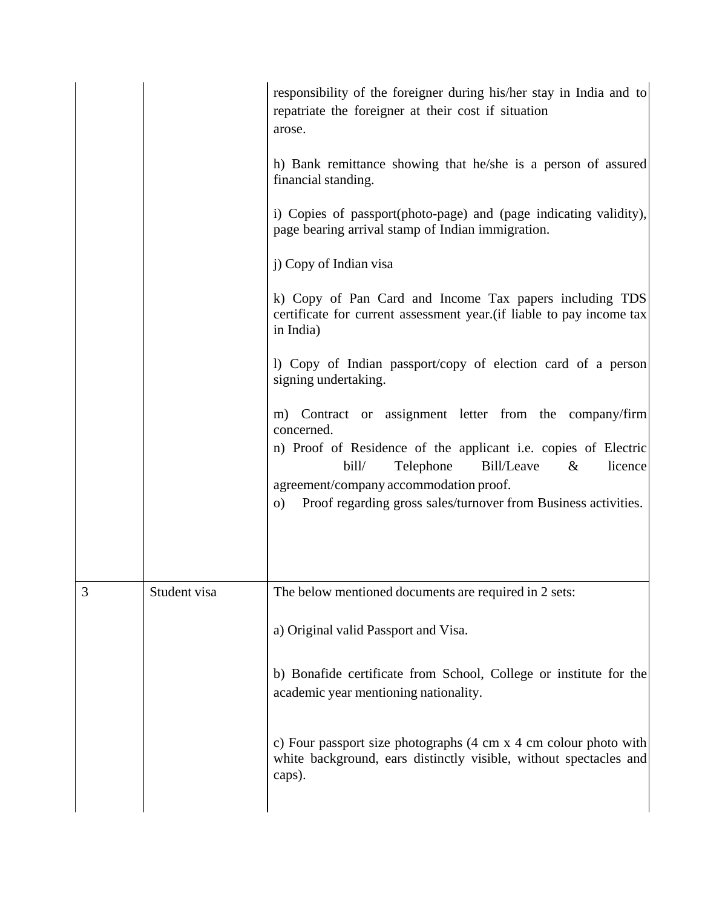| | | |
|---|---|---|
| | | responsibility of the foreigner during his/her stay in India and to repatriate the foreigner at their cost if situation arose.<br><br>h) Bank remittance showing that he/she is a person of assured financial standing.<br><br>i) Copies of passport(photo-page) and (page indicating validity), page bearing arrival stamp of Indian immigration.<br><br>j) Copy of Indian visa<br><br>k) Copy of Pan Card and Income Tax papers including TDS certificate for current assessment year.(if liable to pay income tax in India)<br><br>l) Copy of Indian passport/copy of election card of a person signing undertaking.<br><br>m) Contract or assignment letter from the company/firm concerned.<br>n) Proof of Residence of the applicant i.e. copies of Electric bill/ Telephone Bill/Leave & licence agreement/company accommodation proof.<br>o) Proof regarding gross sales/turnover from Business activities. |
| 3 | Student visa | The below mentioned documents are required in 2 sets:<br><br>a) Original valid Passport and Visa.<br><br>b) Bonafide certificate from School, College or institute for the academic year mentioning nationality.<br><br>c) Four passport size photographs (4 cm x 4 cm colour photo with white background, ears distinctly visible, without spectacles and caps). |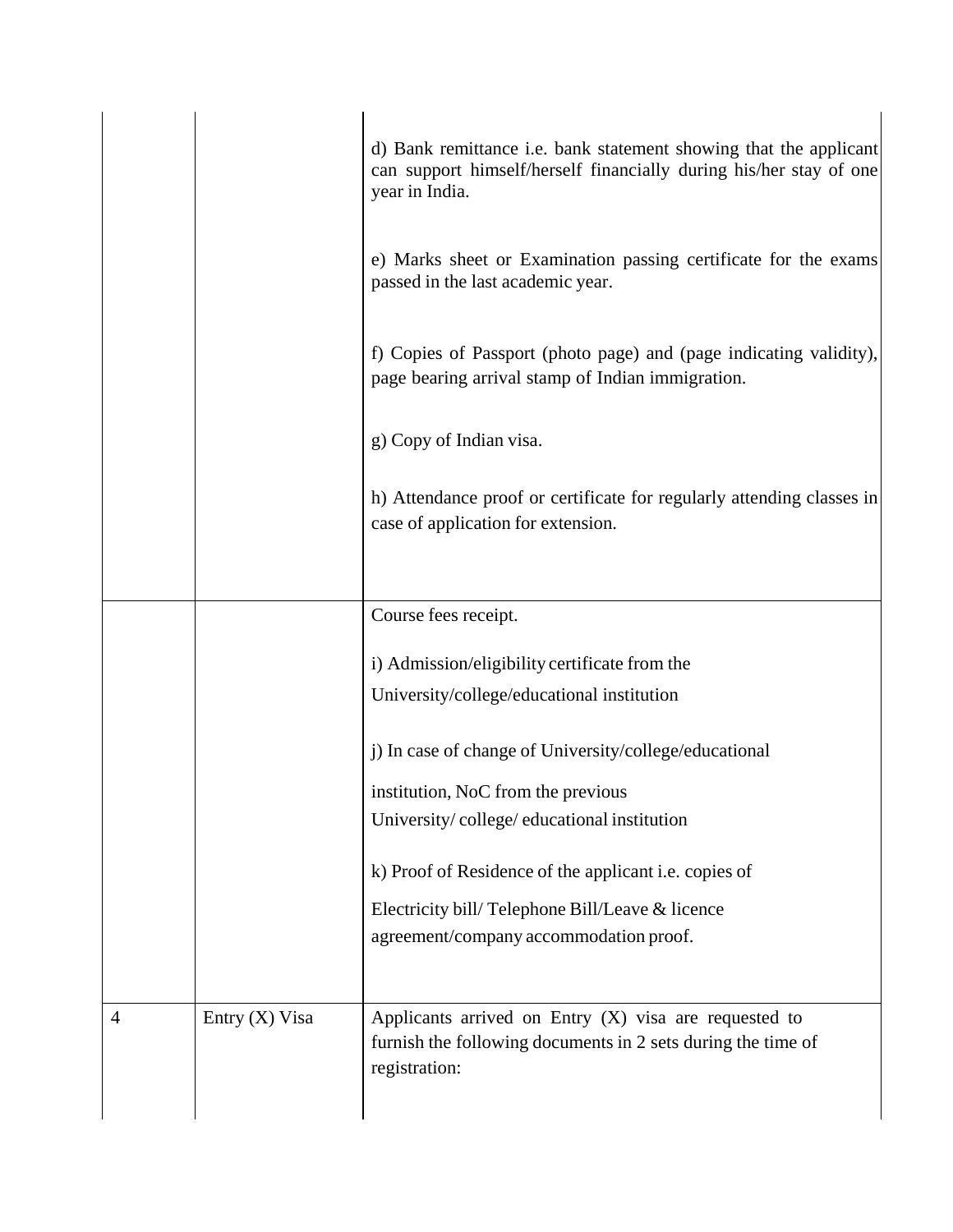|  |  |  |
|---|---|---|
|  |  | d) Bank remittance i.e. bank statement showing that the applicant can support himself/herself financially during his/her stay of one year in India.<br><br>e) Marks sheet or Examination passing certificate for the exams passed in the last academic year.<br><br>f) Copies of Passport (photo page) and (page indicating validity), page bearing arrival stamp of Indian immigration.<br><br>g) Copy of Indian visa.<br><br>h) Attendance proof or certificate for regularly attending classes in case of application for extension. |
|  |  | Course fees receipt.<br><br>i) Admission/eligibility certificate from the University/college/educational institution<br><br>j) In case of change of University/college/educational institution, NoC from the previous University/ college/ educational institution<br><br>k) Proof of Residence of the applicant i.e. copies of Electricity bill/ Telephone Bill/Leave & licence agreement/company accommodation proof. |
| 4 | Entry (X) Visa | Applicants arrived on Entry (X) visa are requested to furnish the following documents in 2 sets during the time of registration: |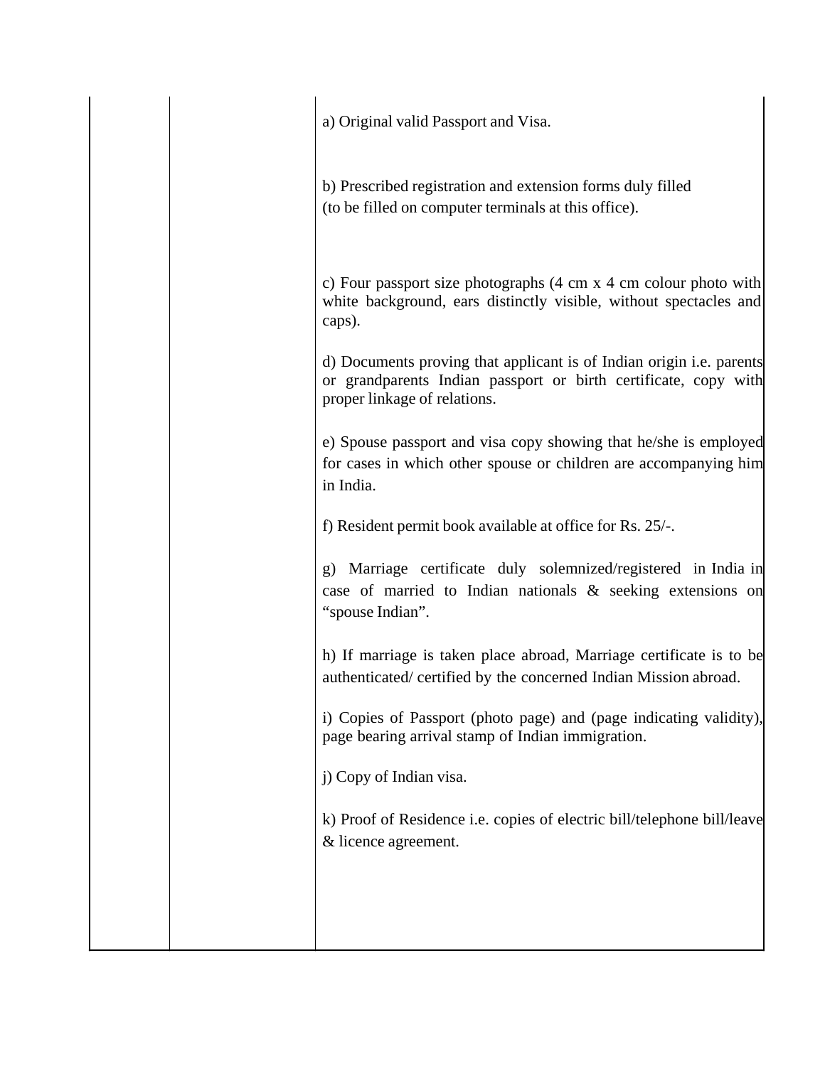|  |  |  |
|---|---|---|
|  |  | a) Original valid Passport and Visa.<br><br>b) Prescribed registration and extension forms duly filled (to be filled on computer terminals at this office).<br><br>c) Four passport size photographs (4 cm x 4 cm colour photo with white background, ears distinctly visible, without spectacles and caps).<br><br>d) Documents proving that applicant is of Indian origin i.e. parents or grandparents Indian passport or birth certificate, copy with proper linkage of relations.<br><br>e) Spouse passport and visa copy showing that he/she is employed for cases in which other spouse or children are accompanying him in India.<br><br>f) Resident permit book available at office for Rs. 25/-.<br><br>g) Marriage certificate duly solemnized/registered in India in case of married to Indian nationals & seeking extensions on "spouse Indian".<br><br>h) If marriage is taken place abroad, Marriage certificate is to be authenticated/ certified by the concerned Indian Mission abroad.<br><br>i) Copies of Passport (photo page) and (page indicating validity), page bearing arrival stamp of Indian immigration.<br><br>j) Copy of Indian visa.<br><br>k) Proof of Residence i.e. copies of electric bill/telephone bill/leave & licence agreement. |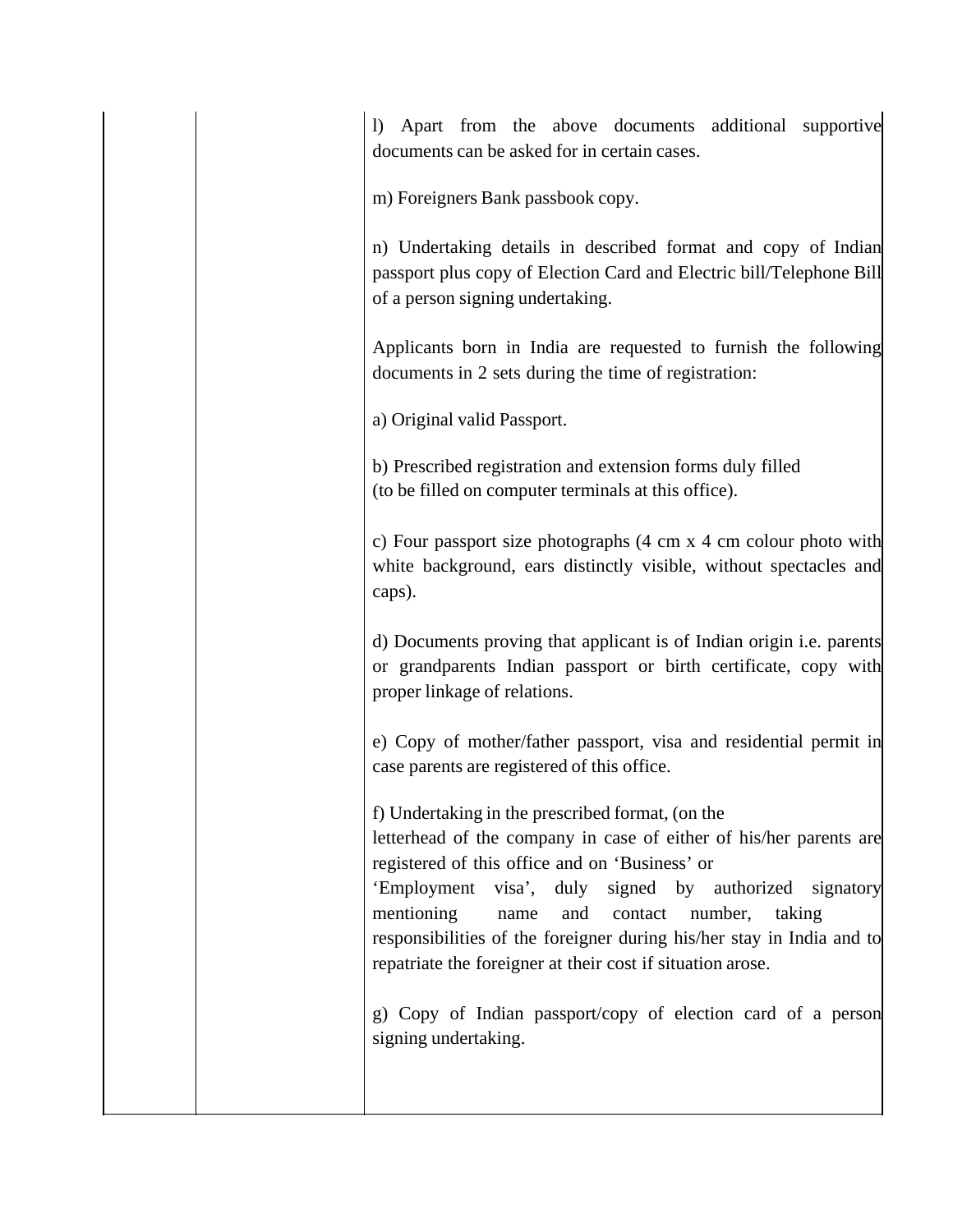| | | |
|---|---|---|
| | | l) Apart from the above documents additional supportive documents can be asked for in certain cases.<br><br>m) Foreigners Bank passbook copy.<br><br>n) Undertaking details in described format and copy of Indian passport plus copy of Election Card and Electric bill/Telephone Bill of a person signing undertaking.<br><br>Applicants born in India are requested to furnish the following documents in 2 sets during the time of registration:<br><br>a) Original valid Passport.<br><br>b) Prescribed registration and extension forms duly filled (to be filled on computer terminals at this office).<br><br>c) Four passport size photographs (4 cm x 4 cm colour photo with white background, ears distinctly visible, without spectacles and caps).<br><br>d) Documents proving that applicant is of Indian origin i.e. parents or grandparents Indian passport or birth certificate, copy with proper linkage of relations.<br><br>e) Copy of mother/father passport, visa and residential permit in case parents are registered of this office.<br><br>f) Undertaking in the prescribed format, (on the letterhead of the company in case of either of his/her parents are registered of this office and on 'Business' or 'Employment visa', duly signed by authorized signatory mentioning name and contact number, taking responsibilities of the foreigner during his/her stay in India and to repatriate the foreigner at their cost if situation arose.<br><br>g) Copy of Indian passport/copy of election card of a person signing undertaking. |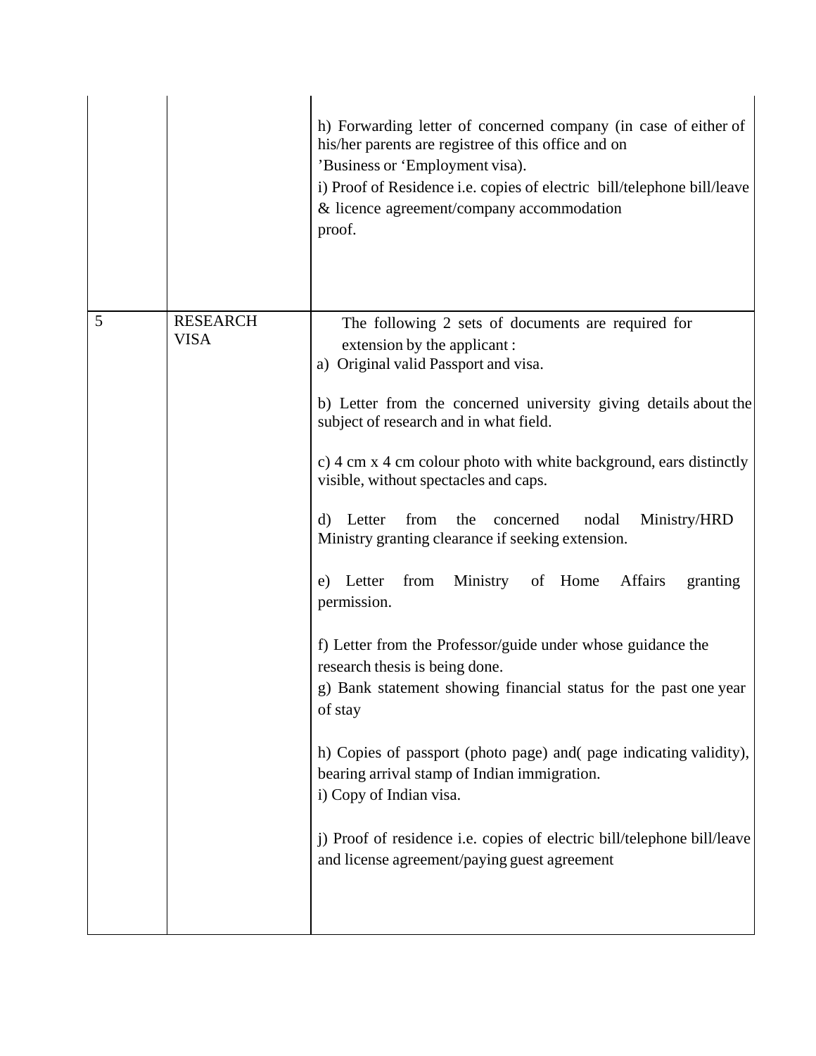| | | |
|---|---|---|
| | | h) Forwarding letter of concerned company (in case of either of his/her parents are registree of this office and on 'Business or 'Employment visa).<br>i) Proof of Residence i.e. copies of electric bill/telephone bill/leave & licence agreement/company accommodation proof. |
| 5 | RESEARCH VISA | The following 2 sets of documents are required for extension by the applicant :<br>a) Original valid Passport and visa.<br><br>b) Letter from the concerned university giving details about the subject of research and in what field.<br><br>c) 4 cm x 4 cm colour photo with white background, ears distinctly visible, without spectacles and caps.<br><br>d) Letter from the concerned nodal Ministry/HRD Ministry granting clearance if seeking extension.<br><br>e) Letter from Ministry of Home Affairs granting permission.<br><br>f) Letter from the Professor/guide under whose guidance the research thesis is being done.<br>g) Bank statement showing financial status for the past one year of stay<br><br>h) Copies of passport (photo page) and( page indicating validity), bearing arrival stamp of Indian immigration.<br>i) Copy of Indian visa.<br><br>j) Proof of residence i.e. copies of electric bill/telephone bill/leave and license agreement/paying guest agreement |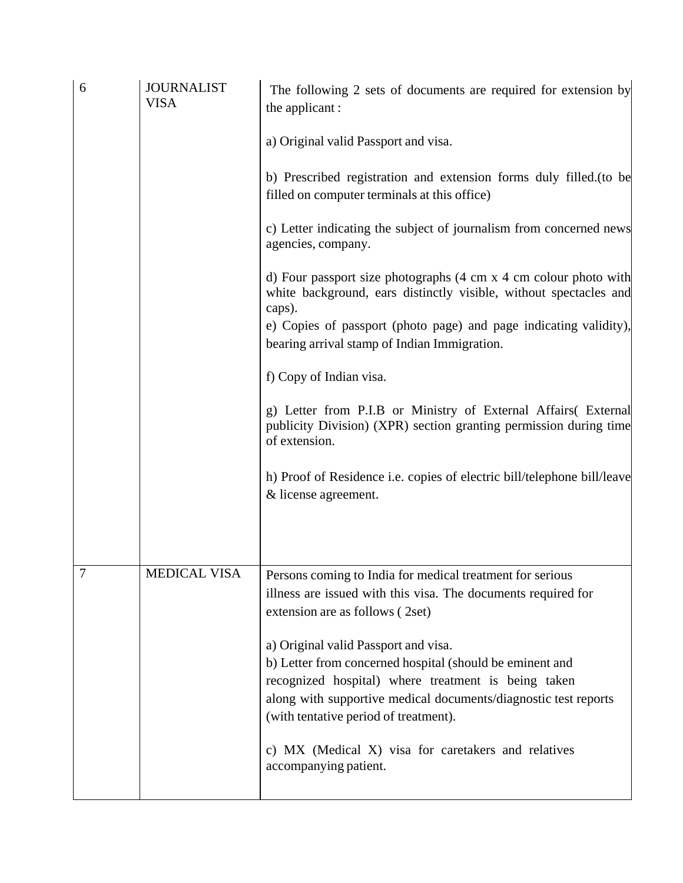| | | |
|---|---|---|
| 6 | JOURNALIST VISA | The following 2 sets of documents are required for extension by the applicant :<br><br>a) Original valid Passport and visa.<br><br>b) Prescribed registration and extension forms duly filled.(to be filled on computer terminals at this office)<br><br>c) Letter indicating the subject of journalism from concerned news agencies, company.<br><br>d) Four passport size photographs (4 cm x 4 cm colour photo with white background, ears distinctly visible, without spectacles and caps).<br>e) Copies of passport (photo page) and page indicating validity), bearing arrival stamp of Indian Immigration.<br><br>f) Copy of Indian visa.<br><br>g) Letter from P.I.B or Ministry of External Affairs( External publicity Division) (XPR) section granting permission during time of extension.<br><br>h) Proof of Residence i.e. copies of electric bill/telephone bill/leave & license agreement. |
| 7 | MEDICAL VISA | Persons coming to India for medical treatment for serious illness are issued with this visa. The documents required for extension are as follows ( 2set)<br><br>a) Original valid Passport and visa.<br>b) Letter from concerned hospital (should be eminent and recognized hospital) where treatment is being taken along with supportive medical documents/diagnostic test reports (with tentative period of treatment).<br><br>c) MX (Medical X) visa for caretakers and relatives accompanying patient. |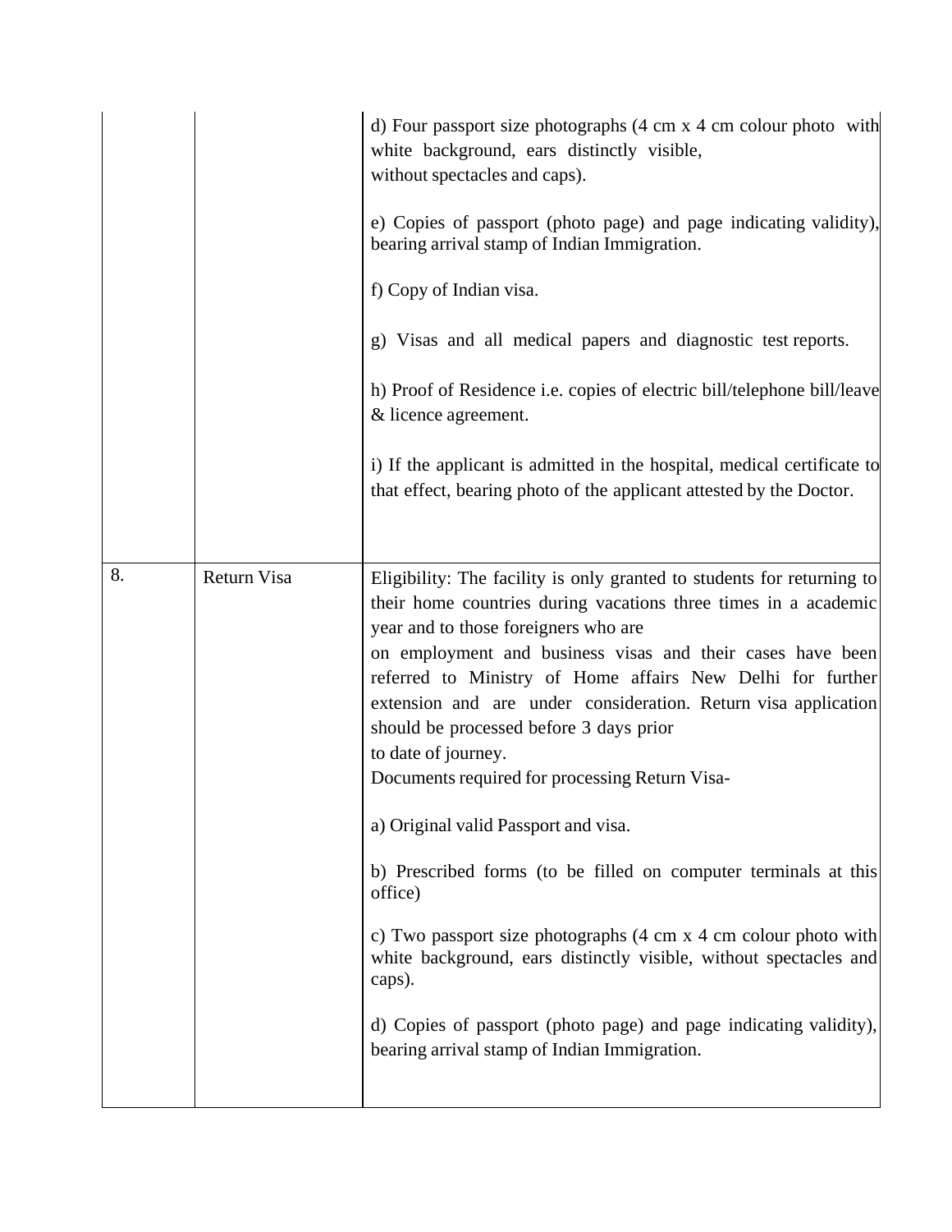| | | |
|---|---|---|
| | | d) Four passport size photographs (4 cm x 4 cm colour photo with white background, ears distinctly visible, without spectacles and caps).<br><br>e) Copies of passport (photo page) and page indicating validity), bearing arrival stamp of Indian Immigration.<br><br>f) Copy of Indian visa.<br><br>g) Visas and all medical papers and diagnostic test reports.<br><br>h) Proof of Residence i.e. copies of electric bill/telephone bill/leave & licence agreement.<br><br>i) If the applicant is admitted in the hospital, medical certificate to that effect, bearing photo of the applicant attested by the Doctor. |
| 8. | Return Visa | Eligibility: The facility is only granted to students for returning to their home countries during vacations three times in a academic year and to those foreigners who are on employment and business visas and their cases have been referred to Ministry of Home affairs New Delhi for further extension and are under consideration. Return visa application should be processed before 3 days prior to date of journey.<br>Documents required for processing Return Visa-<br><br>a) Original valid Passport and visa.<br><br>b) Prescribed forms (to be filled on computer terminals at this office)<br><br>c) Two passport size photographs (4 cm x 4 cm colour photo with white background, ears distinctly visible, without spectacles and caps).<br><br>d) Copies of passport (photo page) and page indicating validity), bearing arrival stamp of Indian Immigration. |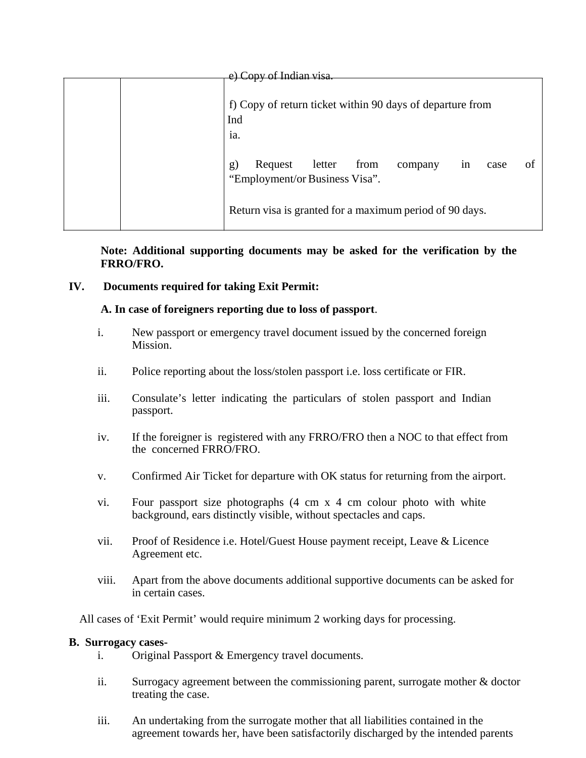| | | e) Copy of Indian visa.<br><br>f) Copy of return ticket within 90 days of departure from India.<br><br>g) Request letter from company in case of "Employment/or Business Visa".<br><br>Return visa is granted for a maximum period of 90 days. |
|---|---|---|

**Note: Additional supporting documents may be asked for the verification by the FRRO/FRO.**

**IV. Documents required for taking Exit Permit:**

**A. In case of foreigners reporting due to loss of passport**.

i. New passport or emergency travel document issued by the concerned foreign Mission.

ii. Police reporting about the loss/stolen passport i.e. loss certificate or FIR.

iii. Consulate's letter indicating the particulars of stolen passport and Indian passport.

iv. If the foreigner is registered with any FRRO/FRO then a NOC to that effect from the concerned FRRO/FRO.

v. Confirmed Air Ticket for departure with OK status for returning from the airport.

vi. Four passport size photographs (4 cm x 4 cm colour photo with white background, ears distinctly visible, without spectacles and caps.

vii. Proof of Residence i.e. Hotel/Guest House payment receipt, Leave & Licence Agreement etc.

viii. Apart from the above documents additional supportive documents can be asked for in certain cases.

All cases of 'Exit Permit' would require minimum 2 working days for processing.

**B. Surrogacy cases-**

i. Original Passport & Emergency travel documents.

ii. Surrogacy agreement between the commissioning parent, surrogate mother & doctor treating the case.

iii. An undertaking from the surrogate mother that all liabilities contained in the agreement towards her, have been satisfactorily discharged by the intended parents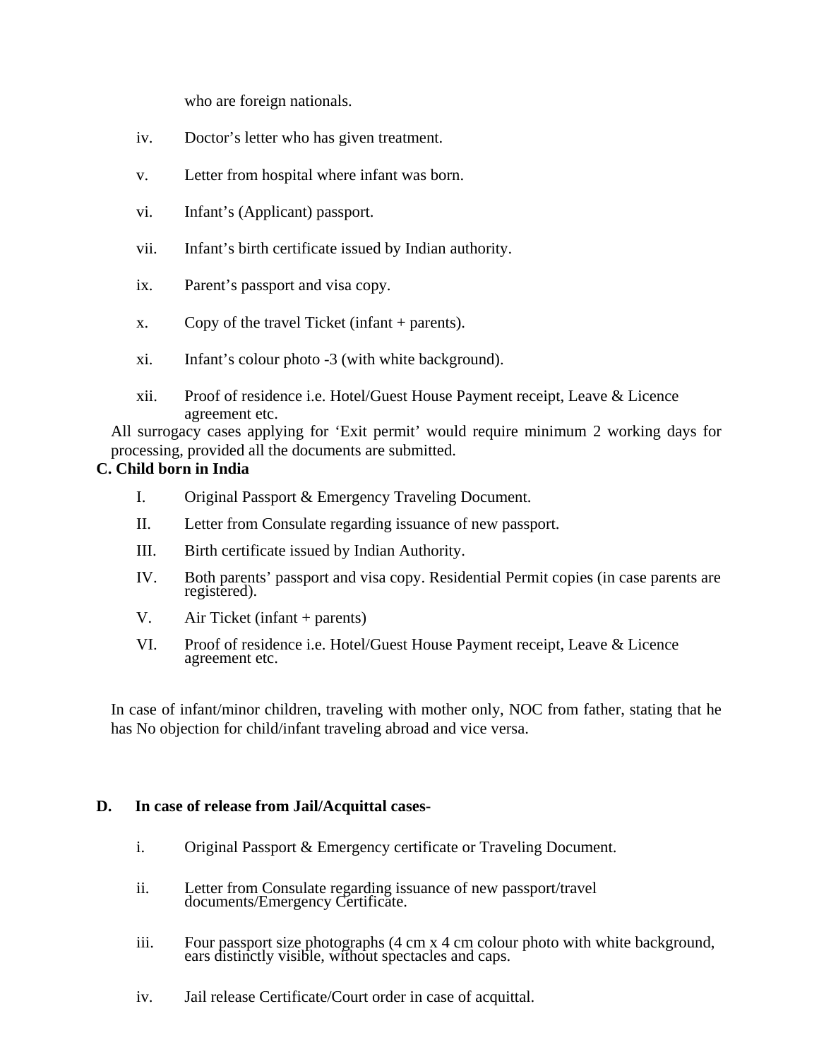who are foreign nationals.

iv. Doctor's letter who has given treatment.

v. Letter from hospital where infant was born.

vi. Infant's (Applicant) passport.

vii. Infant's birth certificate issued by Indian authority.

ix. Parent's passport and visa copy.

x. Copy of the travel Ticket (infant + parents).

xi. Infant's colour photo -3 (with white background).

xii. Proof of residence i.e. Hotel/Guest House Payment receipt, Leave & Licence agreement etc.

All surrogacy cases applying for 'Exit permit' would require minimum 2 working days for processing, provided all the documents are submitted.

**C. Child born in India**

I. Original Passport & Emergency Traveling Document.

II. Letter from Consulate regarding issuance of new passport.

III. Birth certificate issued by Indian Authority.

IV. Both parents' passport and visa copy. Residential Permit copies (in case parents are registered).

V. Air Ticket (infant + parents)

VI. Proof of residence i.e. Hotel/Guest House Payment receipt, Leave & Licence agreement etc.

In case of infant/minor children, traveling with mother only, NOC from father, stating that he has No objection for child/infant traveling abroad and vice versa.

**D. In case of release from Jail/Acquittal cases-**

i. Original Passport & Emergency certificate or Traveling Document.

ii. Letter from Consulate regarding issuance of new passport/travel documents/Emergency Certificate.

iii. Four passport size photographs (4 cm x 4 cm colour photo with white background, ears distinctly visible, without spectacles and caps.

iv. Jail release Certificate/Court order in case of acquittal.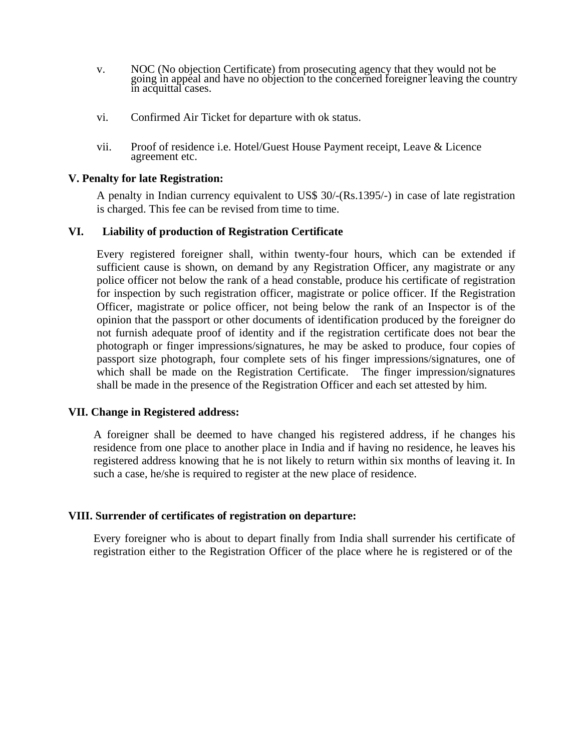v. NOC (No objection Certificate) from prosecuting agency that they would not be going in appeal and have no objection to the concerned foreigner leaving the country in acquittal cases.

vi. Confirmed Air Ticket for departure with ok status.

vii. Proof of residence i.e. Hotel/Guest House Payment receipt, Leave & Licence agreement etc.

**V. Penalty for late Registration:**

A penalty in Indian currency equivalent to US$ 30/-(Rs.1395/-) in case of late registration is charged. This fee can be revised from time to time.

**VI. Liability of production of Registration Certificate**

Every registered foreigner shall, within twenty-four hours, which can be extended if sufficient cause is shown, on demand by any Registration Officer, any magistrate or any police officer not below the rank of a head constable, produce his certificate of registration for inspection by such registration officer, magistrate or police officer. If the Registration Officer, magistrate or police officer, not being below the rank of an Inspector is of the opinion that the passport or other documents of identification produced by the foreigner do not furnish adequate proof of identity and if the registration certificate does not bear the photograph or finger impressions/signatures, he may be asked to produce, four copies of passport size photograph, four complete sets of his finger impressions/signatures, one of which shall be made on the Registration Certificate. The finger impression/signatures shall be made in the presence of the Registration Officer and each set attested by him.

**VII. Change in Registered address:**

A foreigner shall be deemed to have changed his registered address, if he changes his residence from one place to another place in India and if having no residence, he leaves his registered address knowing that he is not likely to return within six months of leaving it. In such a case, he/she is required to register at the new place of residence.

**VIII. Surrender of certificates of registration on departure:**

Every foreigner who is about to depart finally from India shall surrender his certificate of registration either to the Registration Officer of the place where he is registered or of the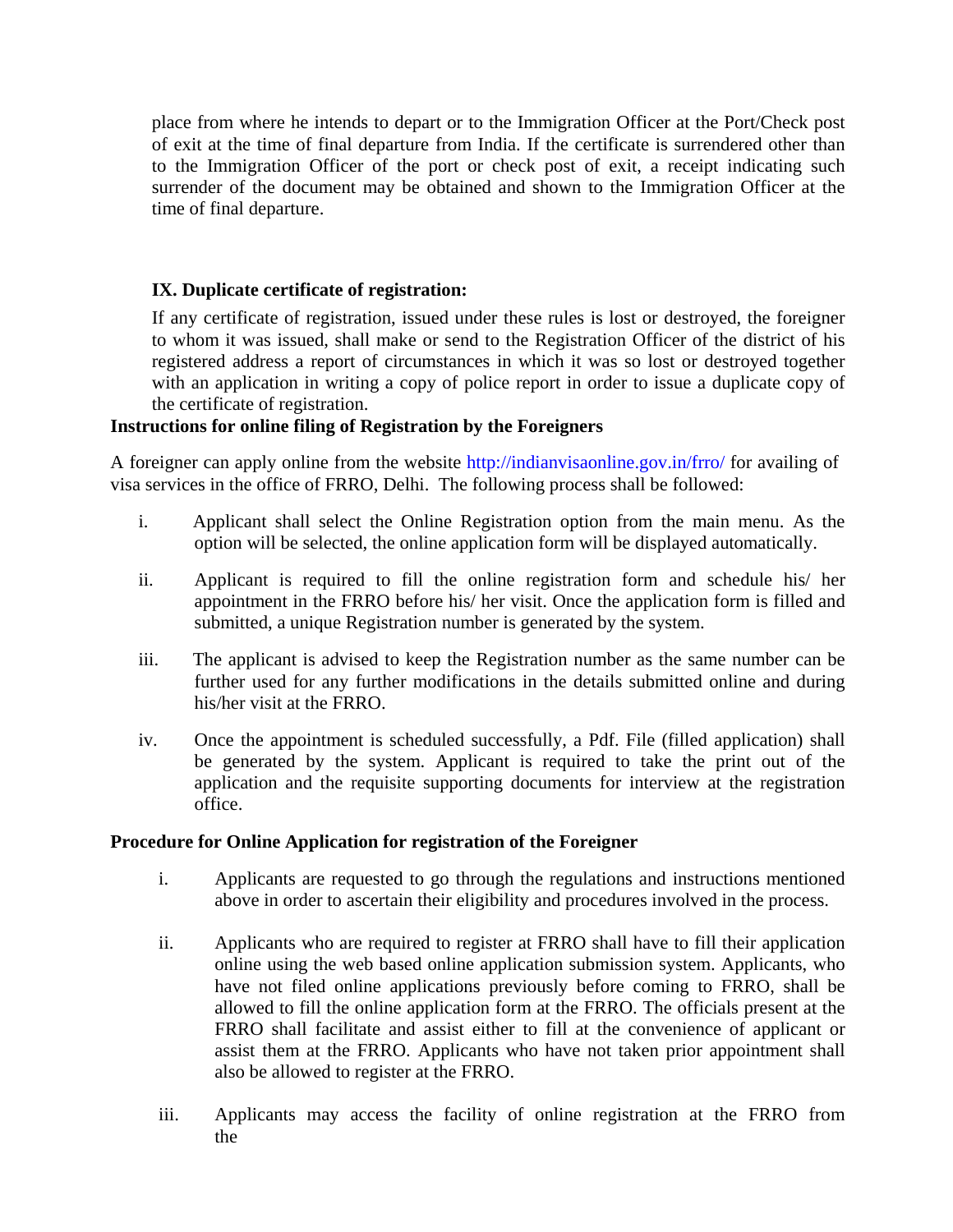place from where he intends to depart or to the Immigration Officer at the Port/Check post of exit at the time of final departure from India. If the certificate is surrendered other than to the Immigration Officer of the port or check post of exit, a receipt indicating such surrender of the document may be obtained and shown to the Immigration Officer at the time of final departure.

**IX. Duplicate certificate of registration:**

If any certificate of registration, issued under these rules is lost or destroyed, the foreigner to whom it was issued, shall make or send to the Registration Officer of the district of his registered address a report of circumstances in which it was so lost or destroyed together with an application in writing a copy of police report in order to issue a duplicate copy of the certificate of registration.

**Instructions for online filing of Registration by the Foreigners**

A foreigner can apply online from the website http://indianvisaonline.gov.in/frro/ for availing of visa services in the office of FRRO, Delhi. The following process shall be followed:

i. Applicant shall select the Online Registration option from the main menu. As the option will be selected, the online application form will be displayed automatically.

ii. Applicant is required to fill the online registration form and schedule his/ her appointment in the FRRO before his/ her visit. Once the application form is filled and submitted, a unique Registration number is generated by the system.

iii. The applicant is advised to keep the Registration number as the same number can be further used for any further modifications in the details submitted online and during his/her visit at the FRRO.

iv. Once the appointment is scheduled successfully, a Pdf. File (filled application) shall be generated by the system. Applicant is required to take the print out of the application and the requisite supporting documents for interview at the registration office.

**Procedure for Online Application for registration of the Foreigner**

i. Applicants are requested to go through the regulations and instructions mentioned above in order to ascertain their eligibility and procedures involved in the process.

ii. Applicants who are required to register at FRRO shall have to fill their application online using the web based online application submission system. Applicants, who have not filed online applications previously before coming to FRRO, shall be allowed to fill the online application form at the FRRO. The officials present at the FRRO shall facilitate and assist either to fill at the convenience of applicant or assist them at the FRRO. Applicants who have not taken prior appointment shall also be allowed to register at the FRRO.

iii. Applicants may access the facility of online registration at the FRRO from the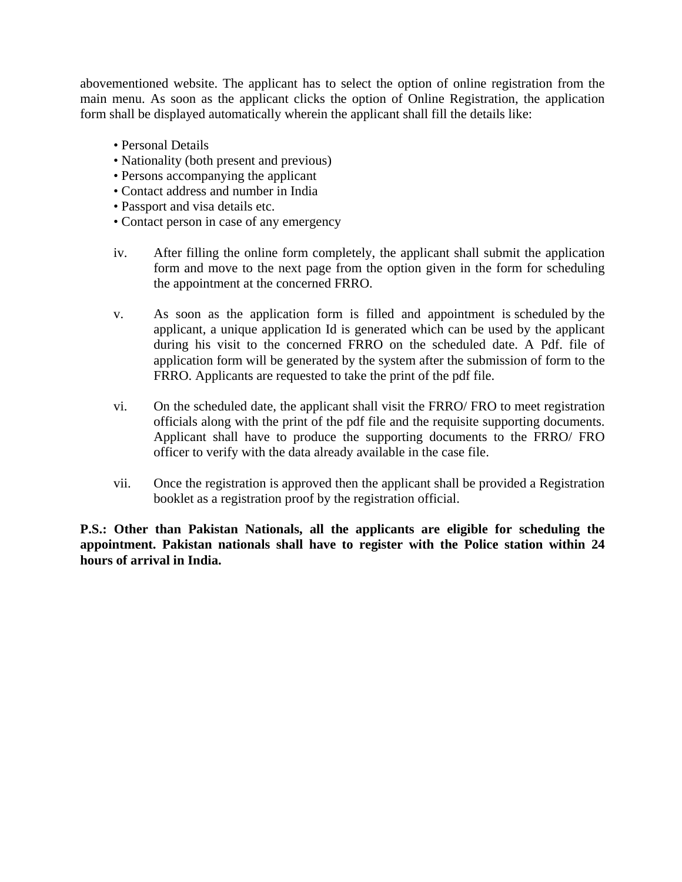abovementioned website. The applicant has to select the option of online registration from the main menu. As soon as the applicant clicks the option of Online Registration, the application form shall be displayed automatically wherein the applicant shall fill the details like:

- Personal Details
- Nationality (both present and previous)
- Persons accompanying the applicant
- Contact address and number in India
- Passport and visa details etc.
- Contact person in case of any emergency

iv. After filling the online form completely, the applicant shall submit the application form and move to the next page from the option given in the form for scheduling the appointment at the concerned FRRO.

v. As soon as the application form is filled and appointment is scheduled by the applicant, a unique application Id is generated which can be used by the applicant during his visit to the concerned FRRO on the scheduled date. A Pdf. file of application form will be generated by the system after the submission of form to the FRRO. Applicants are requested to take the print of the pdf file.

vi. On the scheduled date, the applicant shall visit the FRRO/ FRO to meet registration officials along with the print of the pdf file and the requisite supporting documents. Applicant shall have to produce the supporting documents to the FRRO/ FRO officer to verify with the data already available in the case file.

vii. Once the registration is approved then the applicant shall be provided a Registration booklet as a registration proof by the registration official.

**P.S.: Other than Pakistan Nationals, all the applicants are eligible for scheduling the appointment. Pakistan nationals shall have to register with the Police station within 24 hours of arrival in India.**